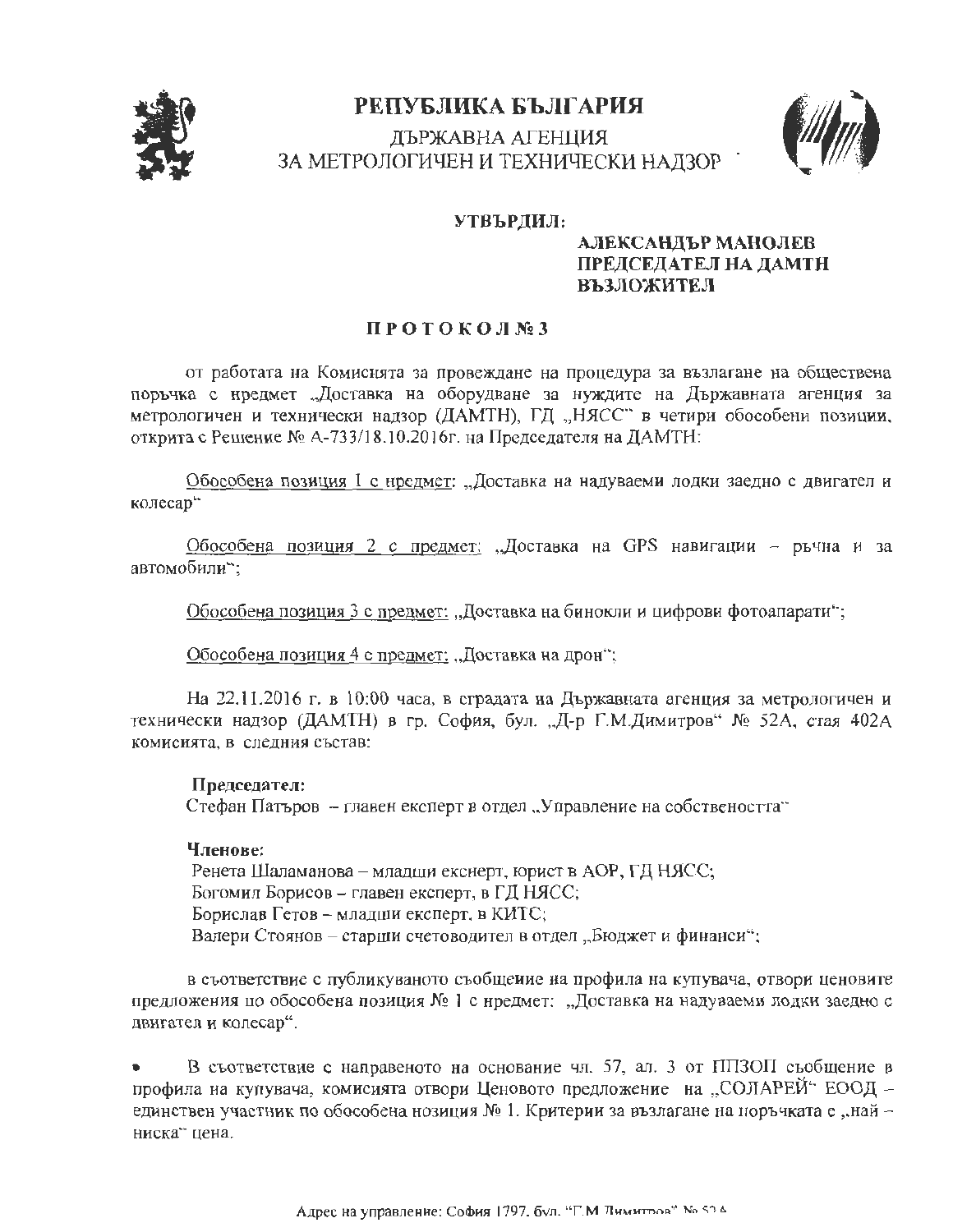# РЕПУБЛИКА БЪЛГАРИЯ

ДЪРЖАВНА АГЕНЦИЯ
ЗА МЕТРОЛОГИЧЕН И ТЕХНИЧЕСКИ НАДЗОР

**УТВЪРДИЛ:**

**АЛЕКСАНДЪР МАНОЛЕВ**
**ПРЕДСЕДАТЕЛ НА ДАМТН**
**ВЪЗЛОЖИТЕЛ**

## П Р О Т О К О Л № 3

от работата на Комисията за провеждане на процедура за възлагане на обществена поръчка с предмет „Доставка на оборудване за нуждите на Държавната агенция за метрологичен и технически надзор (ДАМТН), ГД „НЯСС" в четири обособени позиции, открита с Решение № А-733/18.10.2016г. на Председателя на ДАМТН:

Обособена позиция 1 с предмет: „Доставка на надуваеми лодки заедно с двигател и колесар"

Обособена позиция 2 с предмет: „Доставка на GPS навигации – ръчна и за автомобили";

Обособена позиция 3 с предмет: „Доставка на бинокли и цифрови фотоапарати";

Обособена позиция 4 с предмет: „Доставка на дрон";

На 22.11.2016 г. в 10:00 часа, в сградата на Държавната агенция за метрологичен и технически надзор (ДАМТН) в гр. София, бул. „Д-р Г.М.Димитров" № 52А, стая 402А комисията, в следния състав:

**Председател:**
Стефан Патъров – главен експерт в отдел „Управление на собствеността"

**Членове:**
Ренета Шаламанова – младши експерт, юрист в АОР, ГД НЯСС;
Богомил Борисов – главен експерт, в ГД НЯСС;
Борислав Гетов – младши експерт, в КИТС;
Валери Стоянов – старши счетоводител в отдел „Бюджет и финанси";

в съответствие с публикуваното съобщение на профила на купувача, отвори ценовите предложения по обособена позиция № 1 с предмет: „Доставка на надуваеми лодки заедно с двигател и колесар".

- В съответствие с направеното на основание чл. 57, ал. 3 от ППЗОП съобщение в профила на купувача, комисията отвори Ценовото предложение на „СОЛАРЕЙ" ЕООД – единствен участник по обособена позиция № 1. Критерии за възлагане на поръчката е „най – ниска" цена.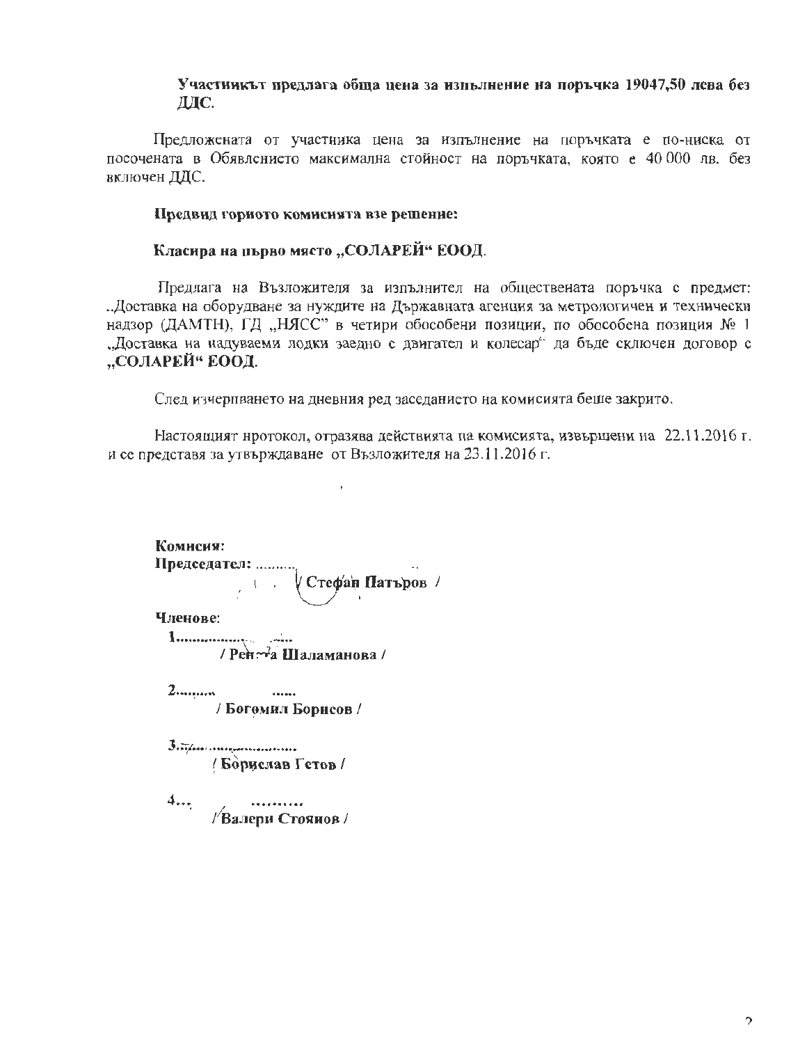**Участникът предлага обща цена за изпълнение на поръчка 19047,50 лева без ДДС.**

Предложената от участника цена за изпълнение на поръчката е по-ниска от посочената в Обявлението максимална стойност на поръчката, която е 40 000 лв. без включен ДДС.

**Предвид горното комисията взе решение:**

**Класира на първо място „СОЛАРЕЙ" ЕООД.**

Предлага на Възложителя за изпълнител на обществената поръчка с предмет: „Доставка на оборудване за нуждите на Държавната агенция за метрологичен и технически надзор (ДАМТН), ГД „НЯСС" в четири обособени позиции, по обособена позиция № 1 „Доставка на надуваеми лодки заедно с двигател и колесар" да бъде сключен договор с **„СОЛАРЕЙ" ЕООД.**

След изчерпването на дневния ред заседанието на комисията беше закрито.

Настоящият протокол, отразява действията на комисията, извършени на 22.11.2016 г. и се представя за утвърждаване от Възложителя на 23.11.2016 г.

**Комисия:**

**Председател:** ..........

/ Стефан Патъров /

**Членове:**

1.......................

/ Рената Шаламанова /

2.......................

/ Богомил Борисов /

3.......................

/ Борислав Гетов /

4.......................

/ Валери Стоянов /